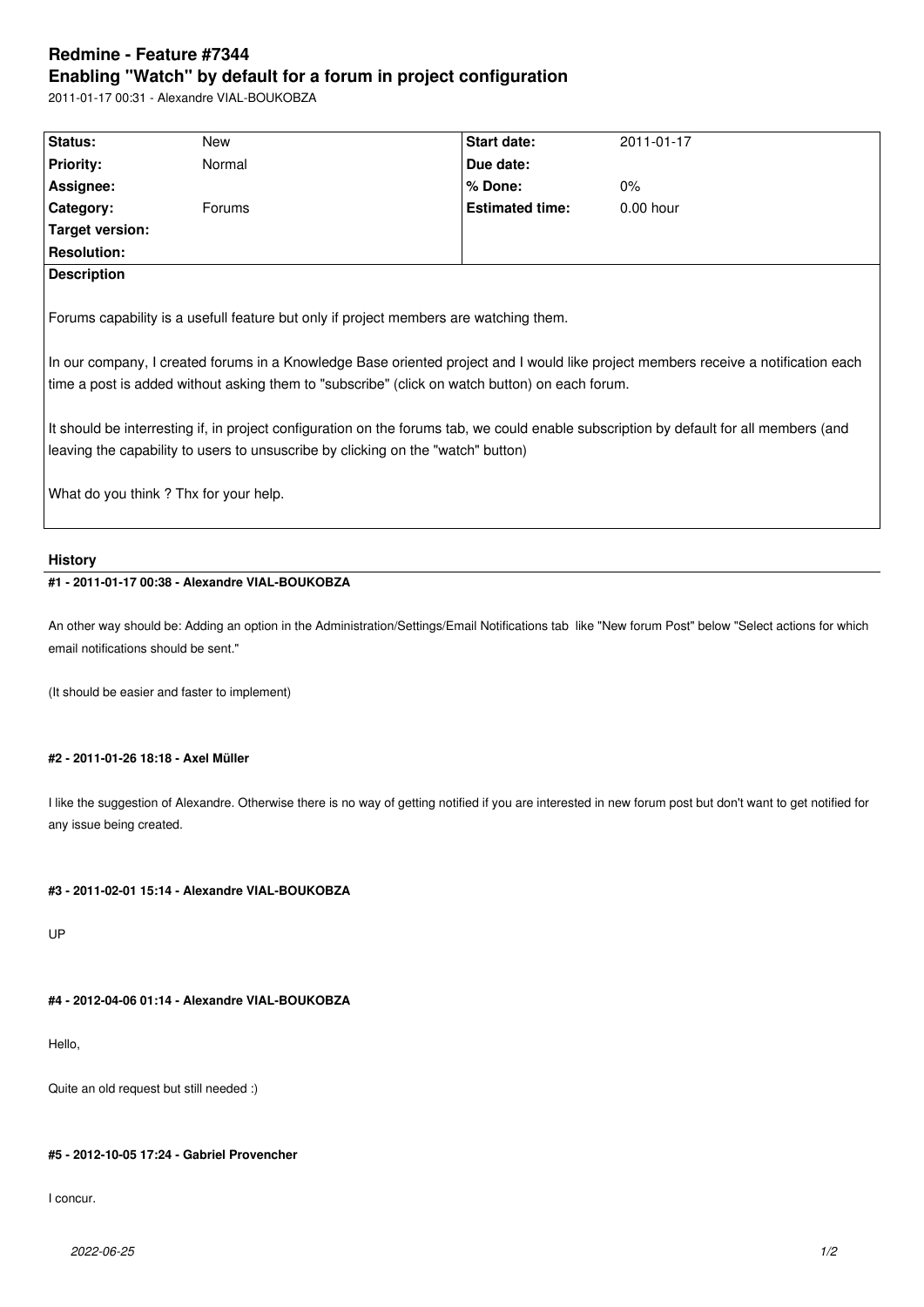# Redmine - Feature #7344

# Enabling "Watch" by default for a forum in project configuration

2011-01-17 00:31 - Alexandre VIAL-BOUKOBZA

| Status: | New | Start date: | 2011-01-17 |
|---|---|---|---|
| Priority: | Normal | Due date: | |
| Assignee: | | % Done: | 0% |
| Category: | Forums | Estimated time: | 0.00 hour |
| Target version: | | | |
| Resolution: | | | |

**Description**

Forums capability is a usefull feature but only if project members are watching them.

In our company, I created forums in a Knowledge Base oriented project and I would like project members receive a notification each time a post is added without asking them to "subscribe" (click on watch button) on each forum.

It should be interresting if, in project configuration on the forums tab, we could enable subscription by default for all members (and leaving the capability to users to unsuscribe by clicking on the "watch" button)

What do you think ? Thx for your help.

## History

#### #1 - 2011-01-17 00:38 - Alexandre VIAL-BOUKOBZA

An other way should be: Adding an option in the Administration/Settings/Email Notifications tab like "New forum Post" below "Select actions for which email notifications should be sent."

(It should be easier and faster to implement)

#### #2 - 2011-01-26 18:18 - Axel Müller

I like the suggestion of Alexandre. Otherwise there is no way of getting notified if you are interested in new forum post but don't want to get notified for any issue being created.

#### #3 - 2011-02-01 15:14 - Alexandre VIAL-BOUKOBZA

UP

#### #4 - 2012-04-06 01:14 - Alexandre VIAL-BOUKOBZA

Hello,

Quite an old request but still needed :)

#### #5 - 2012-10-05 17:24 - Gabriel Provencher

I concur.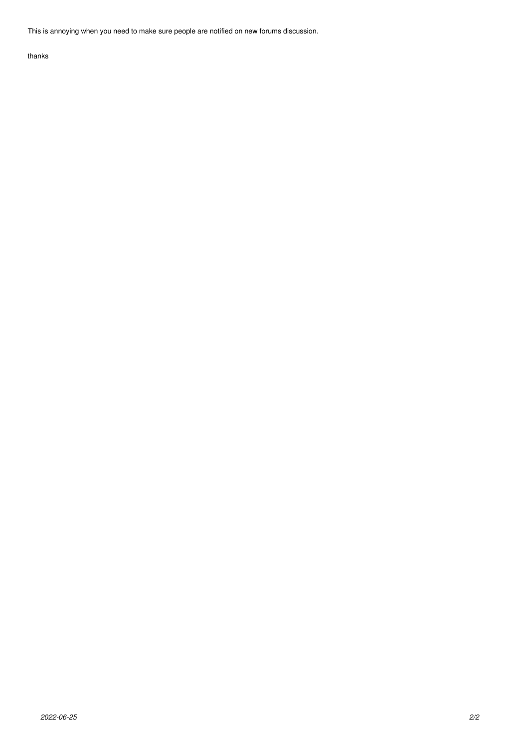This is annoying when you need to make sure people are notified on new forums discussion.

thanks